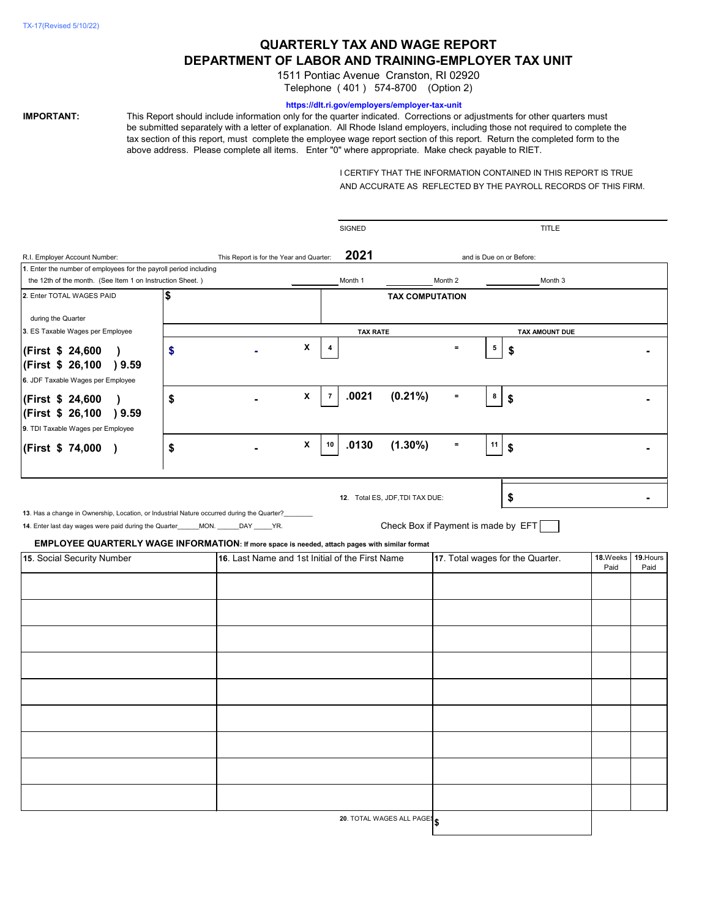TX-17(Revised 5/10/22)

# QUARTERLY TAX AND WAGE REPORT
# DEPARTMENT OF LABOR AND TRAINING-EMPLOYER TAX UNIT

1511 Pontiac Avenue Cranston, RI 02920
Telephone (401) 574-8700 (Option 2)

https://dlt.ri.gov/employers/employer-tax-unit

**IMPORTANT:** This Report should include information only for the quarter indicated. Corrections or adjustments for other quarters must be submitted separately with a letter of explanation. All Rhode Island employers, including those not required to complete the tax section of this report, must complete the employee wage report section of this report. Return the completed form to the above address. Please complete all items. Enter "0" where appropriate. Make check payable to RIET.

I CERTIFY THAT THE INFORMATION CONTAINED IN THIS REPORT IS TRUE AND ACCURATE AS REFLECTED BY THE PAYROLL RECORDS OF THIS FIRM.

SIGNED ______________________ TITLE ______________________

R.I. Employer Account Number: ______ This Report is for the Year and Quarter: **2021** and is Due on or Before: ______

1. Enter the number of employees for the payroll period including the 12th of the month. (See Item 1 on Instruction Sheet.) ______ Month 1 ______ Month 2 ______ Month 3

| | | | | | | |
|---|---|---|---|---|---|---|
| 2. Enter TOTAL WAGES PAID during the Quarter | $ | | **TAX COMPUTATION** | | | |
| 3. ES Taxable Wages per Employee | | | **TAX RATE** | | **TAX AMOUNT DUE** | |
| **(First $ 24,600 )** **(First $ 26,100 ) 9.59** | $ - | X | 4 | = | 5 | $ - |
| 6. JDF Taxable Wages per Employee **(First $ 24,600 )** **(First $ 26,100 ) 9.59** | $ - | X | 7 **.0021 (0.21%)** | = | 8 | $ - |
| 9. TDI Taxable Wages per Employee **(First $ 74,000 )** | $ - | X | 10 **.0130 (1.30%)** | = | 11 | $ - |
| | | | 12. Total ES, JDF,TDI TAX DUE: | | | $ - |

13. Has a change in Ownership, Location, or Industrial Nature occurred during the Quarter?________

14. Enter last day wages were paid during the Quarter______MON. ______DAY _____YR.

Check Box if Payment is made by EFT ☐

**EMPLOYEE QUARTERLY WAGE INFORMATION**: **If more space is needed, attach pages with similar format**

| 15. Social Security Number | 16. Last Name and 1st Initial of the First Name | 17. Total wages for the Quarter. | 18. Weeks Paid | 19. Hours Paid |
|---|---|---|---|---|
| | | | | |
| | | | | |
| | | | | |
| | | | | |
| | | | | |
| | | | | |
| | | | | |
| | | | | |
| | | | | |
| | 20. TOTAL WAGES ALL PAGES | $ | | |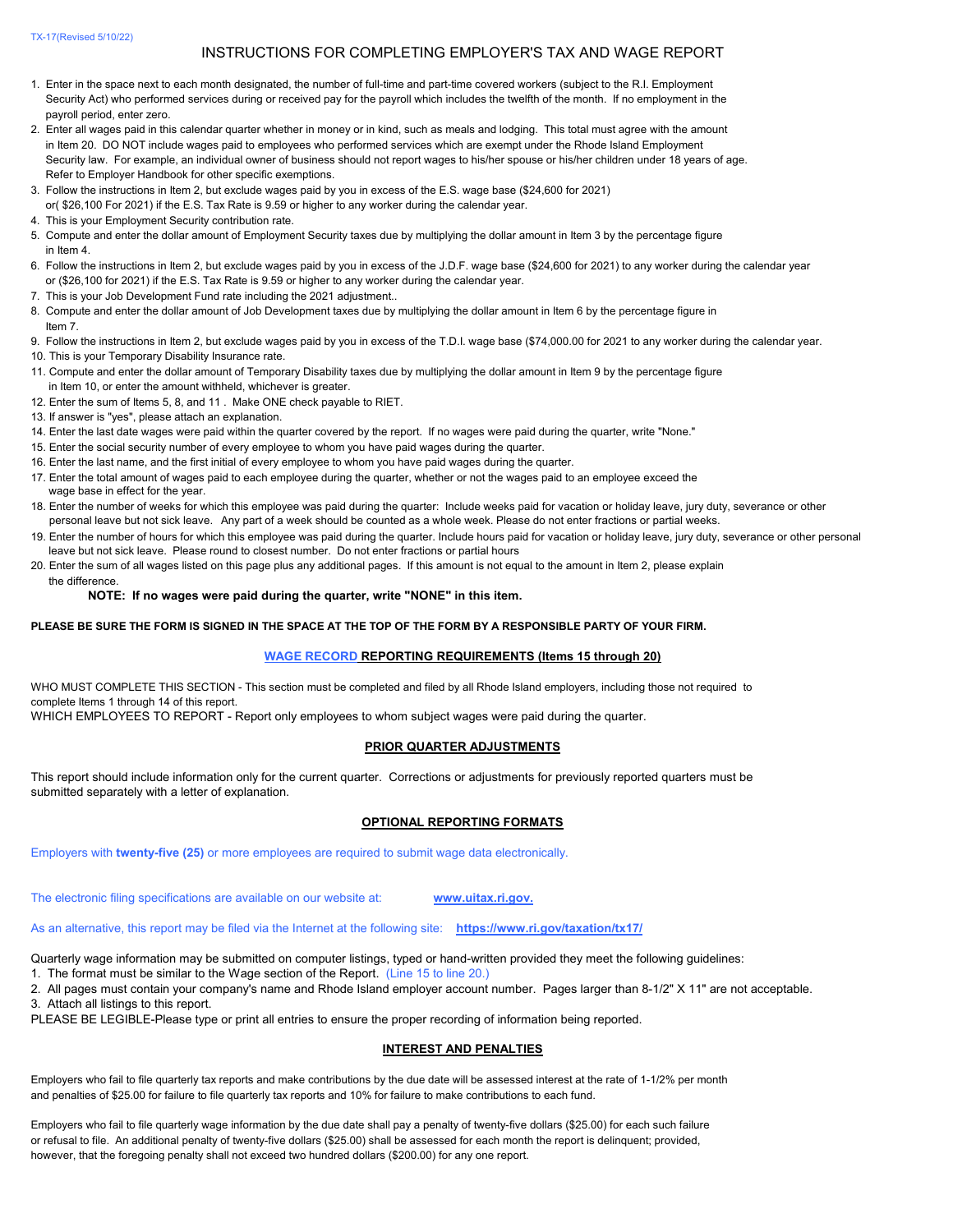TX-17(Revised 5/10/22)

# INSTRUCTIONS FOR COMPLETING EMPLOYER'S TAX AND WAGE REPORT

1. Enter in the space next to each month designated, the number of full-time and part-time covered workers (subject to the R.I. Employment Security Act) who performed services during or received pay for the payroll which includes the twelfth of the month. If no employment in the payroll period, enter zero.
2. Enter all wages paid in this calendar quarter whether in money or in kind, such as meals and lodging. This total must agree with the amount in Item 20. DO NOT include wages paid to employees who performed services which are exempt under the Rhode Island Employment Security law. For example, an individual owner of business should not report wages to his/her spouse or his/her children under 18 years of age. Refer to Employer Handbook for other specific exemptions.
3. Follow the instructions in Item 2, but exclude wages paid by you in excess of the E.S. wage base ($24,600 for 2021) or( $26,100 For 2021) if the E.S. Tax Rate is 9.59 or higher to any worker during the calendar year.
4. This is your Employment Security contribution rate.
5. Compute and enter the dollar amount of Employment Security taxes due by multiplying the dollar amount in Item 3 by the percentage figure in Item 4.
6. Follow the instructions in Item 2, but exclude wages paid by you in excess of the J.D.F. wage base ($24,600 for 2021) to any worker during the calendar year or ($26,100 for 2021) if the E.S. Tax Rate is 9.59 or higher to any worker during the calendar year.
7. This is your Job Development Fund rate including the 2021 adjustment..
8. Compute and enter the dollar amount of Job Development taxes due by multiplying the dollar amount in Item 6 by the percentage figure in Item 7.
9. Follow the instructions in Item 2, but exclude wages paid by you in excess of the T.D.I. wage base ($74,000.00 for 2021 to any worker during the calendar year.
10. This is your Temporary Disability Insurance rate.
11. Compute and enter the dollar amount of Temporary Disability taxes due by multiplying the dollar amount in Item 9 by the percentage figure in Item 10, or enter the amount withheld, whichever is greater.
12. Enter the sum of Items 5, 8, and 11 . Make ONE check payable to RIET.
13. If answer is "yes", please attach an explanation.
14. Enter the last date wages were paid within the quarter covered by the report. If no wages were paid during the quarter, write "None."
15. Enter the social security number of every employee to whom you have paid wages during the quarter.
16. Enter the last name, and the first initial of every employee to whom you have paid wages during the quarter.
17. Enter the total amount of wages paid to each employee during the quarter, whether or not the wages paid to an employee exceed the wage base in effect for the year.
18. Enter the number of weeks for which this employee was paid during the quarter: Include weeks paid for vacation or holiday leave, jury duty, severance or other personal leave but not sick leave. Any part of a week should be counted as a whole week. Please do not enter fractions or partial weeks.
19. Enter the number of hours for which this employee was paid during the quarter. Include hours paid for vacation or holiday leave, jury duty, severance or other personal leave but not sick leave. Please round to closest number. Do not enter fractions or partial hours
20. Enter the sum of all wages listed on this page plus any additional pages. If this amount is not equal to the amount in Item 2, please explain the difference.

**NOTE: If no wages were paid during the quarter, write "NONE" in this item.**

**PLEASE BE SURE THE FORM IS SIGNED IN THE SPACE AT THE TOP OF THE FORM BY A RESPONSIBLE PARTY OF YOUR FIRM.**

## WAGE RECORD REPORTING REQUIREMENTS (Items 15 through 20)

WHO MUST COMPLETE THIS SECTION - This section must be completed and filed by all Rhode Island employers, including those not required to complete Items 1 through 14 of this report.

WHICH EMPLOYEES TO REPORT - Report only employees to whom subject wages were paid during the quarter.

## PRIOR QUARTER ADJUSTMENTS

This report should include information only for the current quarter. Corrections or adjustments for previously reported quarters must be submitted separately with a letter of explanation.

## OPTIONAL REPORTING FORMATS

Employers with **twenty-five (25)** or more employees are required to submit wage data electronically.

The electronic filing specifications are available on our website at: **www.uitax.ri.gov.**

As an alternative, this report may be filed via the Internet at the following site: **https://www.ri.gov/taxation/tx17/**

Quarterly wage information may be submitted on computer listings, typed or hand-written provided they meet the following guidelines:

1. The format must be similar to the Wage section of the Report. (Line 15 to line 20.)
2. All pages must contain your company's name and Rhode Island employer account number. Pages larger than 8-1/2" X 11" are not acceptable.
3. Attach all listings to this report.

PLEASE BE LEGIBLE-Please type or print all entries to ensure the proper recording of information being reported.

## INTEREST AND PENALTIES

Employers who fail to file quarterly tax reports and make contributions by the due date will be assessed interest at the rate of 1-1/2% per month and penalties of $25.00 for failure to file quarterly tax reports and 10% for failure to make contributions to each fund.

Employers who fail to file quarterly wage information by the due date shall pay a penalty of twenty-five dollars ($25.00) for each such failure or refusal to file. An additional penalty of twenty-five dollars ($25.00) shall be assessed for each month the report is delinquent; provided, however, that the foregoing penalty shall not exceed two hundred dollars ($200.00) for any one report.